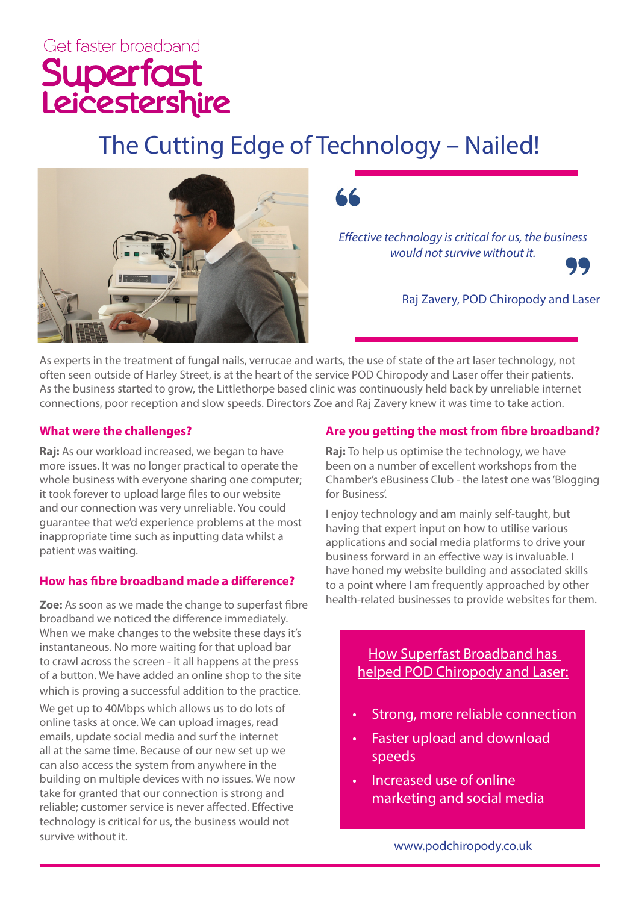Get faster broadband

Superfast Leicestershire

# The Cutting Edge of Technology – Nailed!

> *Effective technology is critical for us, the business would not survive without it.*
>
> Raj Zavery, POD Chiropody and Laser

As experts in the treatment of fungal nails, verrucae and warts, the use of state of the art laser technology, not often seen outside of Harley Street, is at the heart of the service POD Chiropody and Laser offer their patients. As the business started to grow, the Littlethorpe based clinic was continuously held back by unreliable internet connections, poor reception and slow speeds. Directors Zoe and Raj Zavery knew it was time to take action.

### What were the challenges?

**Raj:** As our workload increased, we began to have more issues. It was no longer practical to operate the whole business with everyone sharing one computer; it took forever to upload large files to our website and our connection was very unreliable. You could guarantee that we'd experience problems at the most inappropriate time such as inputting data whilst a patient was waiting.

### How has fibre broadband made a difference?

**Zoe:** As soon as we made the change to superfast fibre broadband we noticed the difference immediately. When we make changes to the website these days it's instantaneous. No more waiting for that upload bar to crawl across the screen - it all happens at the press of a button. We have added an online shop to the site which is proving a successful addition to the practice.

We get up to 40Mbps which allows us to do lots of online tasks at once. We can upload images, read emails, update social media and surf the internet all at the same time. Because of our new set up we can also access the system from anywhere in the building on multiple devices with no issues. We now take for granted that our connection is strong and reliable; customer service is never affected. Effective technology is critical for us, the business would not survive without it.

### Are you getting the most from fibre broadband?

**Raj:** To help us optimise the technology, we have been on a number of excellent workshops from the Chamber's eBusiness Club - the latest one was 'Blogging for Business'.

I enjoy technology and am mainly self-taught, but having that expert input on how to utilise various applications and social media platforms to drive your business forward in an effective way is invaluable. I have honed my website building and associated skills to a point where I am frequently approached by other health-related businesses to provide websites for them.

### How Superfast Broadband has helped POD Chiropody and Laser:

- Strong, more reliable connection
- Faster upload and download speeds
- Increased use of online marketing and social media

www.podchiropody.co.uk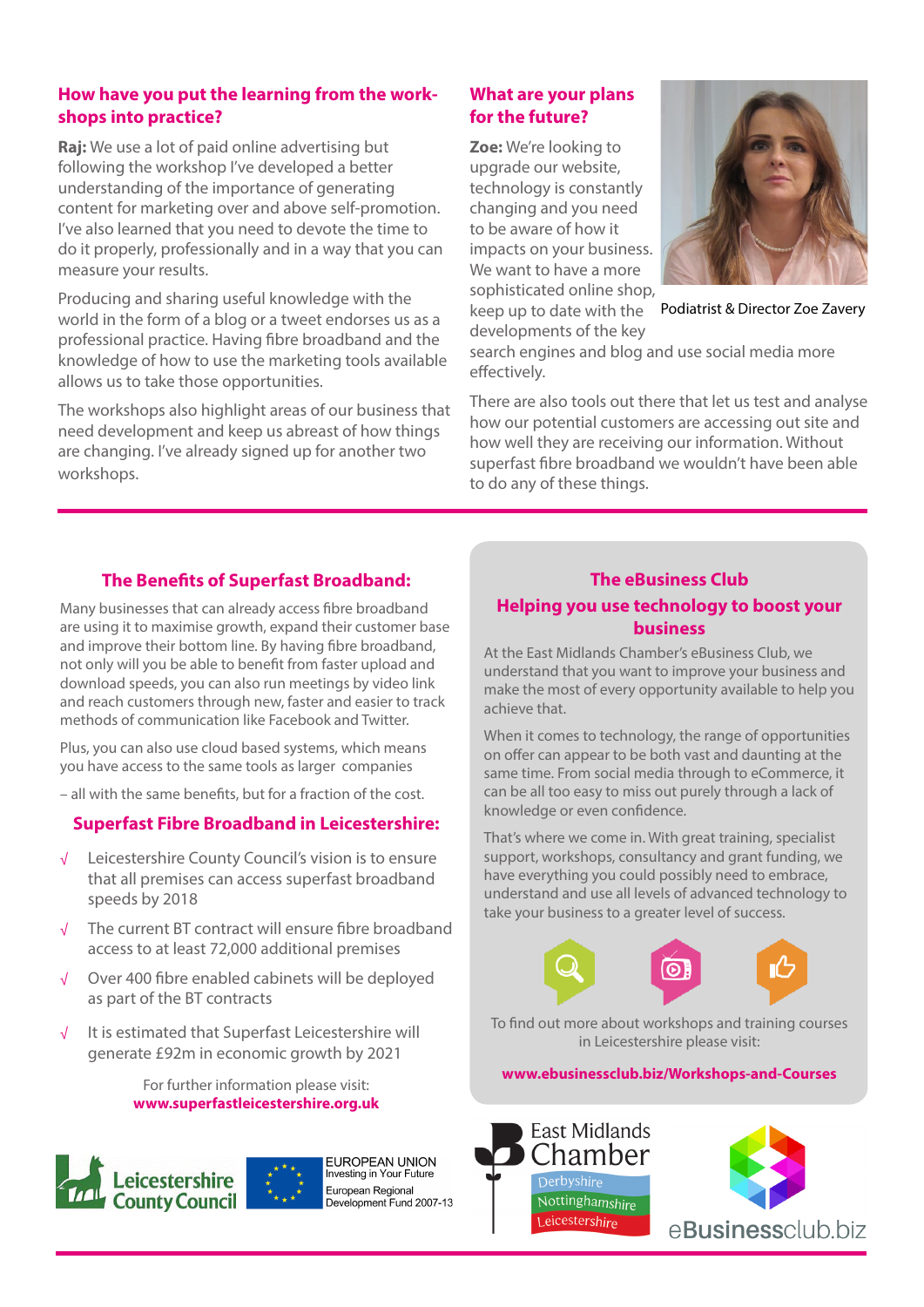## How have you put the learning from the workshops into practice?

**Raj:** We use a lot of paid online advertising but following the workshop I've developed a better understanding of the importance of generating content for marketing over and above self-promotion. I've also learned that you need to devote the time to do it properly, professionally and in a way that you can measure your results.

Producing and sharing useful knowledge with the world in the form of a blog or a tweet endorses us as a professional practice. Having fibre broadband and the knowledge of how to use the marketing tools available allows us to take those opportunities.

The workshops also highlight areas of our business that need development and keep us abreast of how things are changing. I've already signed up for another two workshops.

## What are your plans for the future?

**Zoe:** We're looking to upgrade our website, technology is constantly changing and you need to be aware of how it impacts on your business. We want to have a more sophisticated online shop, keep up to date with the developments of the key search engines and blog and use social media more effectively.

Podiatrist & Director Zoe Zavery

There are also tools out there that let us test and analyse how our potential customers are accessing out site and how well they are receiving our information. Without superfast fibre broadband we wouldn't have been able to do any of these things.

## The Benefits of Superfast Broadband:

Many businesses that can already access fibre broadband are using it to maximise growth, expand their customer base and improve their bottom line. By having fibre broadband, not only will you be able to benefit from faster upload and download speeds, you can also run meetings by video link and reach customers through new, faster and easier to track methods of communication like Facebook and Twitter.

Plus, you can also use cloud based systems, which means you have access to the same tools as larger companies

– all with the same benefits, but for a fraction of the cost.

## Superfast Fibre Broadband in Leicestershire:

- √ Leicestershire County Council's vision is to ensure that all premises can access superfast broadband speeds by 2018
- √ The current BT contract will ensure fibre broadband access to at least 72,000 additional premises
- √ Over 400 fibre enabled cabinets will be deployed as part of the BT contracts
- √ It is estimated that Superfast Leicestershire will generate £92m in economic growth by 2021

For further information please visit:
**www.superfastleicestershire.org.uk**

## The eBusiness Club
## Helping you use technology to boost your business

At the East Midlands Chamber's eBusiness Club, we understand that you want to improve your business and make the most of every opportunity available to help you achieve that.

When it comes to technology, the range of opportunities on offer can appear to be both vast and daunting at the same time. From social media through to eCommerce, it can be all too easy to miss out purely through a lack of knowledge or even confidence.

That's where we come in. With great training, specialist support, workshops, consultancy and grant funding, we have everything you could possibly need to embrace, understand and use all levels of advanced technology to take your business to a greater level of success.

To find out more about workshops and training courses in Leicestershire please visit:

**www.ebusinessclub.biz/Workshops-and-Courses**

Leicestershire County Council

EUROPEAN UNION
Investing in Your Future
European Regional Development Fund 2007-13

East Midlands Chamber
Derbyshire
Nottinghamshire
Leicestershire

eBusinessclub.biz